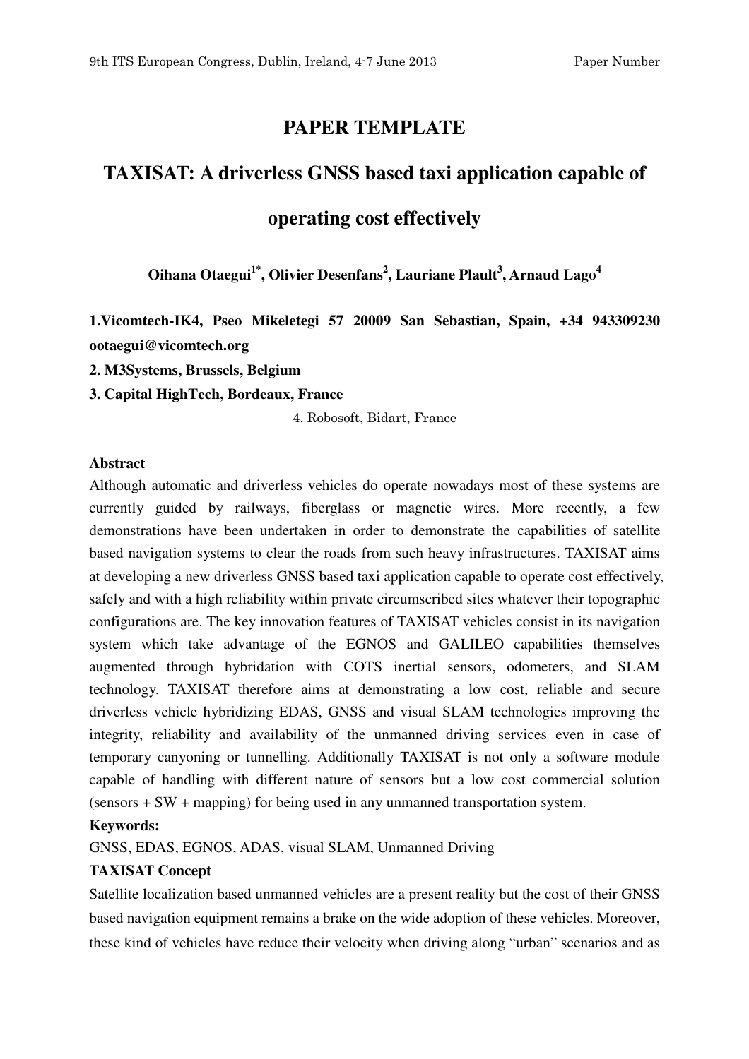# PAPER TEMPLATE

# TAXISAT: A driverless GNSS based taxi application capable of operating cost effectively

**Oihana Otaegui[1*], Olivier Desenfans[2], Lauriane Plault[3], Arnaud Lago[4]**

**1.Vicomtech-IK4, Pseo Mikeletegi 57 20009 San Sebastian, Spain, +34 943309230 ootaegui@vicomtech.org**

**2. M3Systems, Brussels, Belgium**

**3. Capital HighTech, Bordeaux, France**

4. Robosoft, Bidart, France

**Abstract**

Although automatic and driverless vehicles do operate nowadays most of these systems are currently guided by railways, fiberglass or magnetic wires. More recently, a few demonstrations have been undertaken in order to demonstrate the capabilities of satellite based navigation systems to clear the roads from such heavy infrastructures. TAXISAT aims at developing a new driverless GNSS based taxi application capable to operate cost effectively, safely and with a high reliability within private circumscribed sites whatever their topographic configurations are. The key innovation features of TAXISAT vehicles consist in its navigation system which take advantage of the EGNOS and GALILEO capabilities themselves augmented through hybridation with COTS inertial sensors, odometers, and SLAM technology. TAXISAT therefore aims at demonstrating a low cost, reliable and secure driverless vehicle hybridizing EDAS, GNSS and visual SLAM technologies improving the integrity, reliability and availability of the unmanned driving services even in case of temporary canyoning or tunnelling. Additionally TAXISAT is not only a software module capable of handling with different nature of sensors but a low cost commercial solution (sensors + SW + mapping) for being used in any unmanned transportation system.

**Keywords:**

GNSS, EDAS, EGNOS, ADAS, visual SLAM, Unmanned Driving

**TAXISAT Concept**

Satellite localization based unmanned vehicles are a present reality but the cost of their GNSS based navigation equipment remains a brake on the wide adoption of these vehicles. Moreover, these kind of vehicles have reduce their velocity when driving along "urban" scenarios and as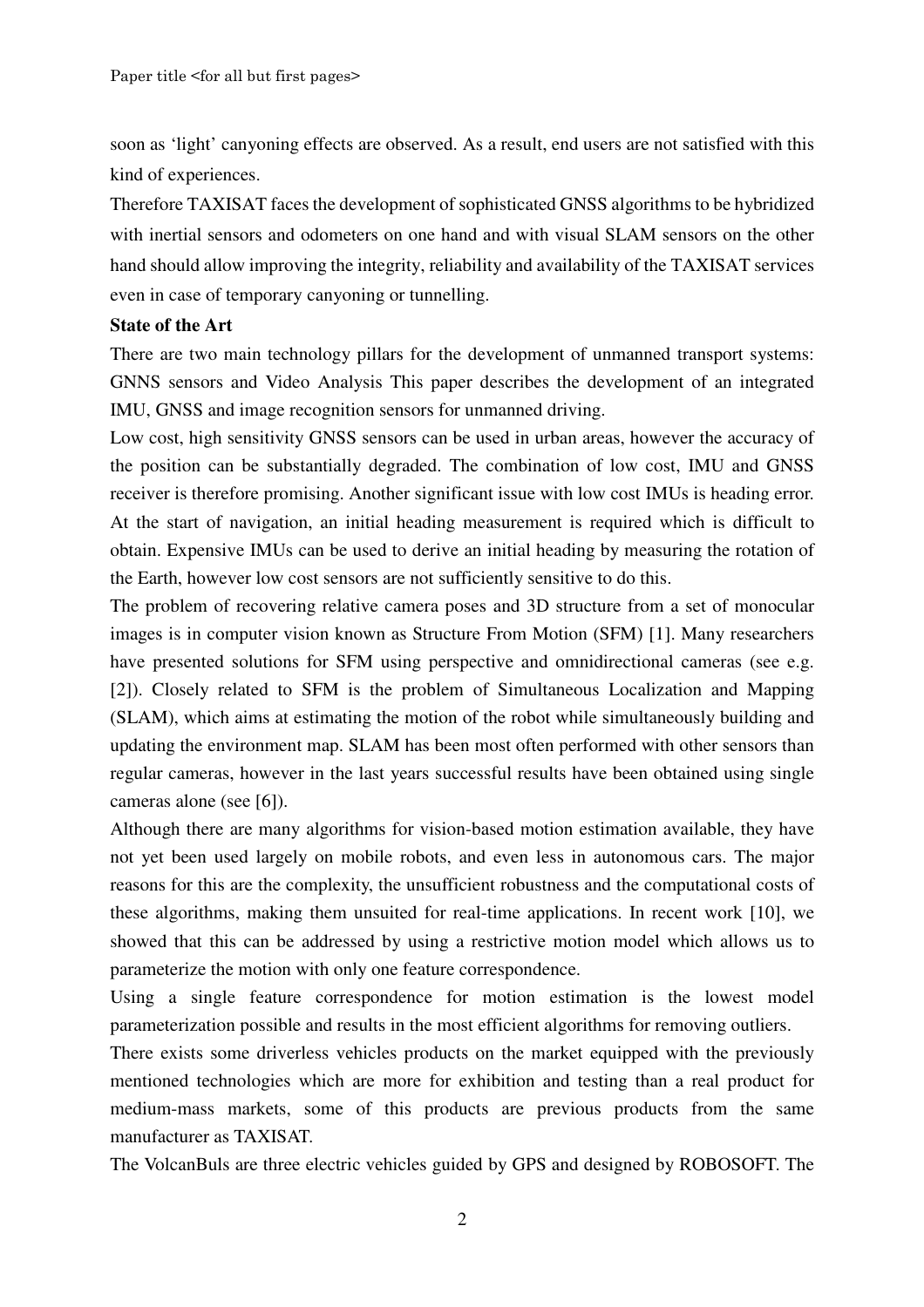soon as 'light' canyoning effects are observed. As a result, end users are not satisfied with this kind of experiences.

Therefore TAXISAT faces the development of sophisticated GNSS algorithms to be hybridized with inertial sensors and odometers on one hand and with visual SLAM sensors on the other hand should allow improving the integrity, reliability and availability of the TAXISAT services even in case of temporary canyoning or tunnelling.

**State of the Art**

There are two main technology pillars for the development of unmanned transport systems: GNNS sensors and Video Analysis This paper describes the development of an integrated IMU, GNSS and image recognition sensors for unmanned driving.

Low cost, high sensitivity GNSS sensors can be used in urban areas, however the accuracy of the position can be substantially degraded. The combination of low cost, IMU and GNSS receiver is therefore promising. Another significant issue with low cost IMUs is heading error. At the start of navigation, an initial heading measurement is required which is difficult to obtain. Expensive IMUs can be used to derive an initial heading by measuring the rotation of the Earth, however low cost sensors are not sufficiently sensitive to do this.

The problem of recovering relative camera poses and 3D structure from a set of monocular images is in computer vision known as Structure From Motion (SFM) [1]. Many researchers have presented solutions for SFM using perspective and omnidirectional cameras (see e.g. [2]). Closely related to SFM is the problem of Simultaneous Localization and Mapping (SLAM), which aims at estimating the motion of the robot while simultaneously building and updating the environment map. SLAM has been most often performed with other sensors than regular cameras, however in the last years successful results have been obtained using single cameras alone (see [6]).

Although there are many algorithms for vision-based motion estimation available, they have not yet been used largely on mobile robots, and even less in autonomous cars. The major reasons for this are the complexity, the unsufficient robustness and the computational costs of these algorithms, making them unsuited for real-time applications. In recent work [10], we showed that this can be addressed by using a restrictive motion model which allows us to parameterize the motion with only one feature correspondence.

Using a single feature correspondence for motion estimation is the lowest model parameterization possible and results in the most efficient algorithms for removing outliers.

There exists some driverless vehicles products on the market equipped with the previously mentioned technologies which are more for exhibition and testing than a real product for medium-mass markets, some of this products are previous products from the same manufacturer as TAXISAT.

The VolcanBuls are three electric vehicles guided by GPS and designed by ROBOSOFT. The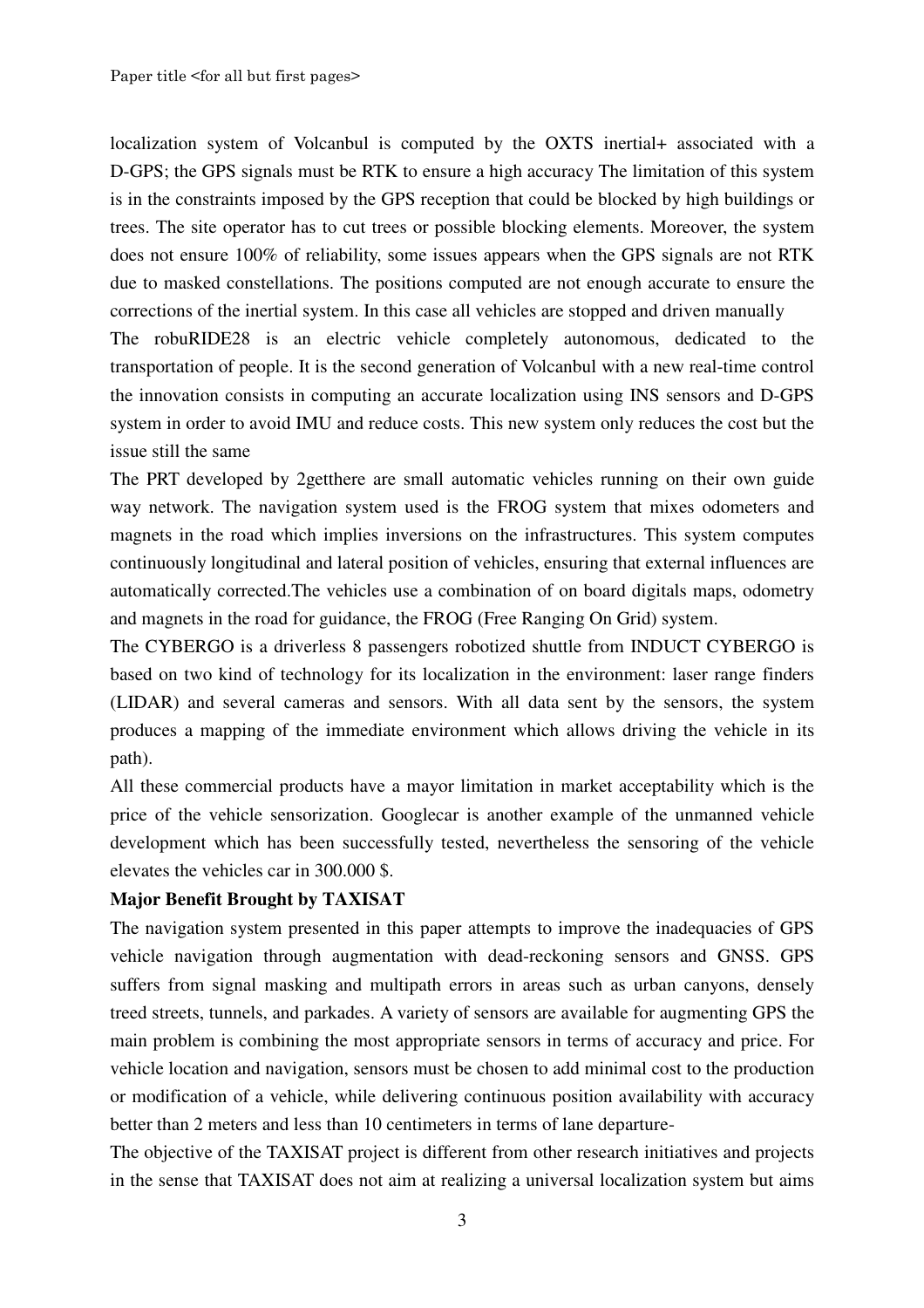localization system of Volcanbul is computed by the OXTS inertial+ associated with a D-GPS; the GPS signals must be RTK to ensure a high accuracy The limitation of this system is in the constraints imposed by the GPS reception that could be blocked by high buildings or trees. The site operator has to cut trees or possible blocking elements. Moreover, the system does not ensure 100% of reliability, some issues appears when the GPS signals are not RTK due to masked constellations. The positions computed are not enough accurate to ensure the corrections of the inertial system. In this case all vehicles are stopped and driven manually

The robuRIDE28 is an electric vehicle completely autonomous, dedicated to the transportation of people. It is the second generation of Volcanbul with a new real-time control the innovation consists in computing an accurate localization using INS sensors and D-GPS system in order to avoid IMU and reduce costs. This new system only reduces the cost but the issue still the same

The PRT developed by 2getthere are small automatic vehicles running on their own guide way network. The navigation system used is the FROG system that mixes odometers and magnets in the road which implies inversions on the infrastructures. This system computes continuously longitudinal and lateral position of vehicles, ensuring that external influences are automatically corrected.The vehicles use a combination of on board digitals maps, odometry and magnets in the road for guidance, the FROG (Free Ranging On Grid) system.

The CYBERGO is a driverless 8 passengers robotized shuttle from INDUCT CYBERGO is based on two kind of technology for its localization in the environment: laser range finders (LIDAR) and several cameras and sensors. With all data sent by the sensors, the system produces a mapping of the immediate environment which allows driving the vehicle in its path).

All these commercial products have a mayor limitation in market acceptability which is the price of the vehicle sensorization. Googlecar is another example of the unmanned vehicle development which has been successfully tested, nevertheless the sensoring of the vehicle elevates the vehicles car in 300.000 $.

**Major Benefit Brought by TAXISAT**

The navigation system presented in this paper attempts to improve the inadequacies of GPS vehicle navigation through augmentation with dead-reckoning sensors and GNSS. GPS suffers from signal masking and multipath errors in areas such as urban canyons, densely treed streets, tunnels, and parkades. A variety of sensors are available for augmenting GPS the main problem is combining the most appropriate sensors in terms of accuracy and price. For vehicle location and navigation, sensors must be chosen to add minimal cost to the production or modification of a vehicle, while delivering continuous position availability with accuracy better than 2 meters and less than 10 centimeters in terms of lane departure-

The objective of the TAXISAT project is different from other research initiatives and projects in the sense that TAXISAT does not aim at realizing a universal localization system but aims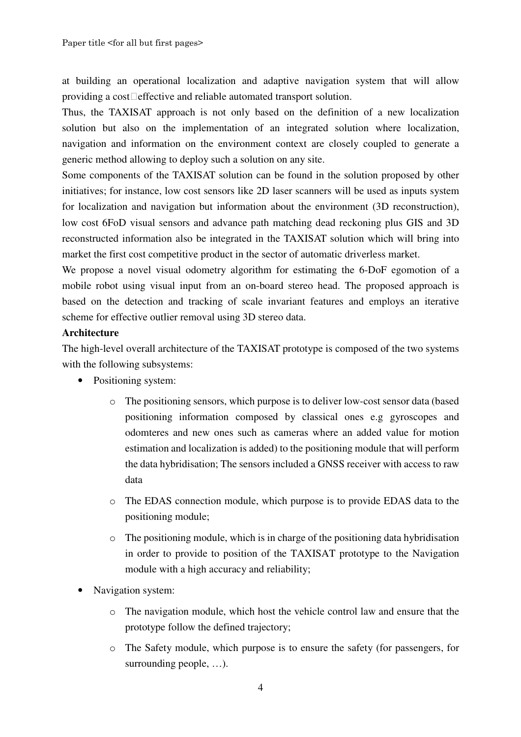at building an operational localization and adaptive navigation system that will allow providing a cost effective and reliable automated transport solution.

Thus, the TAXISAT approach is not only based on the definition of a new localization solution but also on the implementation of an integrated solution where localization, navigation and information on the environment context are closely coupled to generate a generic method allowing to deploy such a solution on any site.

Some components of the TAXISAT solution can be found in the solution proposed by other initiatives; for instance, low cost sensors like 2D laser scanners will be used as inputs system for localization and navigation but information about the environment (3D reconstruction), low cost 6FoD visual sensors and advance path matching dead reckoning plus GIS and 3D reconstructed information also be integrated in the TAXISAT solution which will bring into market the first cost competitive product in the sector of automatic driverless market.

We propose a novel visual odometry algorithm for estimating the 6-DoF egomotion of a mobile robot using visual input from an on-board stereo head. The proposed approach is based on the detection and tracking of scale invariant features and employs an iterative scheme for effective outlier removal using 3D stereo data.

**Architecture**

The high-level overall architecture of the TAXISAT prototype is composed of the two systems with the following subsystems:

- Positioning system:
  - The positioning sensors, which purpose is to deliver low-cost sensor data (based positioning information composed by classical ones e.g gyroscopes and odomteres and new ones such as cameras where an added value for motion estimation and localization is added) to the positioning module that will perform the data hybridisation; The sensors included a GNSS receiver with access to raw data
  - The EDAS connection module, which purpose is to provide EDAS data to the positioning module;
  - The positioning module, which is in charge of the positioning data hybridisation in order to provide to position of the TAXISAT prototype to the Navigation module with a high accuracy and reliability;
- Navigation system:
  - The navigation module, which host the vehicle control law and ensure that the prototype follow the defined trajectory;
  - The Safety module, which purpose is to ensure the safety (for passengers, for surrounding people, …).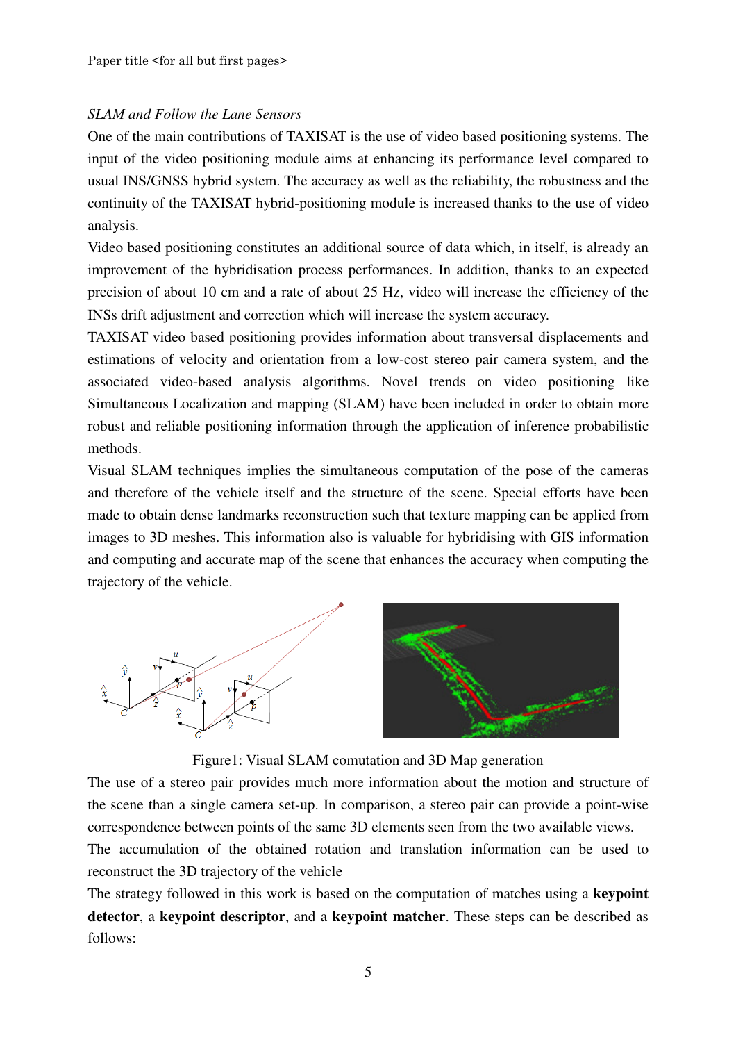*SLAM and Follow the Lane Sensors*

One of the main contributions of TAXISAT is the use of video based positioning systems. The input of the video positioning module aims at enhancing its performance level compared to usual INS/GNSS hybrid system. The accuracy as well as the reliability, the robustness and the continuity of the TAXISAT hybrid-positioning module is increased thanks to the use of video analysis.

Video based positioning constitutes an additional source of data which, in itself, is already an improvement of the hybridisation process performances. In addition, thanks to an expected precision of about 10 cm and a rate of about 25 Hz, video will increase the efficiency of the INSs drift adjustment and correction which will increase the system accuracy.

TAXISAT video based positioning provides information about transversal displacements and estimations of velocity and orientation from a low-cost stereo pair camera system, and the associated video-based analysis algorithms. Novel trends on video positioning like Simultaneous Localization and mapping (SLAM) have been included in order to obtain more robust and reliable positioning information through the application of inference probabilistic methods.

Visual SLAM techniques implies the simultaneous computation of the pose of the cameras and therefore of the vehicle itself and the structure of the scene. Special efforts have been made to obtain dense landmarks reconstruction such that texture mapping can be applied from images to 3D meshes. This information also is valuable for hybridising with GIS information and computing and accurate map of the scene that enhances the accuracy when computing the trajectory of the vehicle.

Figure1: Visual SLAM comutation and 3D Map generation

The use of a stereo pair provides much more information about the motion and structure of the scene than a single camera set-up. In comparison, a stereo pair can provide a point-wise correspondence between points of the same 3D elements seen from the two available views.

The accumulation of the obtained rotation and translation information can be used to reconstruct the 3D trajectory of the vehicle

The strategy followed in this work is based on the computation of matches using a **keypoint detector**, a **keypoint descriptor**, and a **keypoint matcher**. These steps can be described as follows: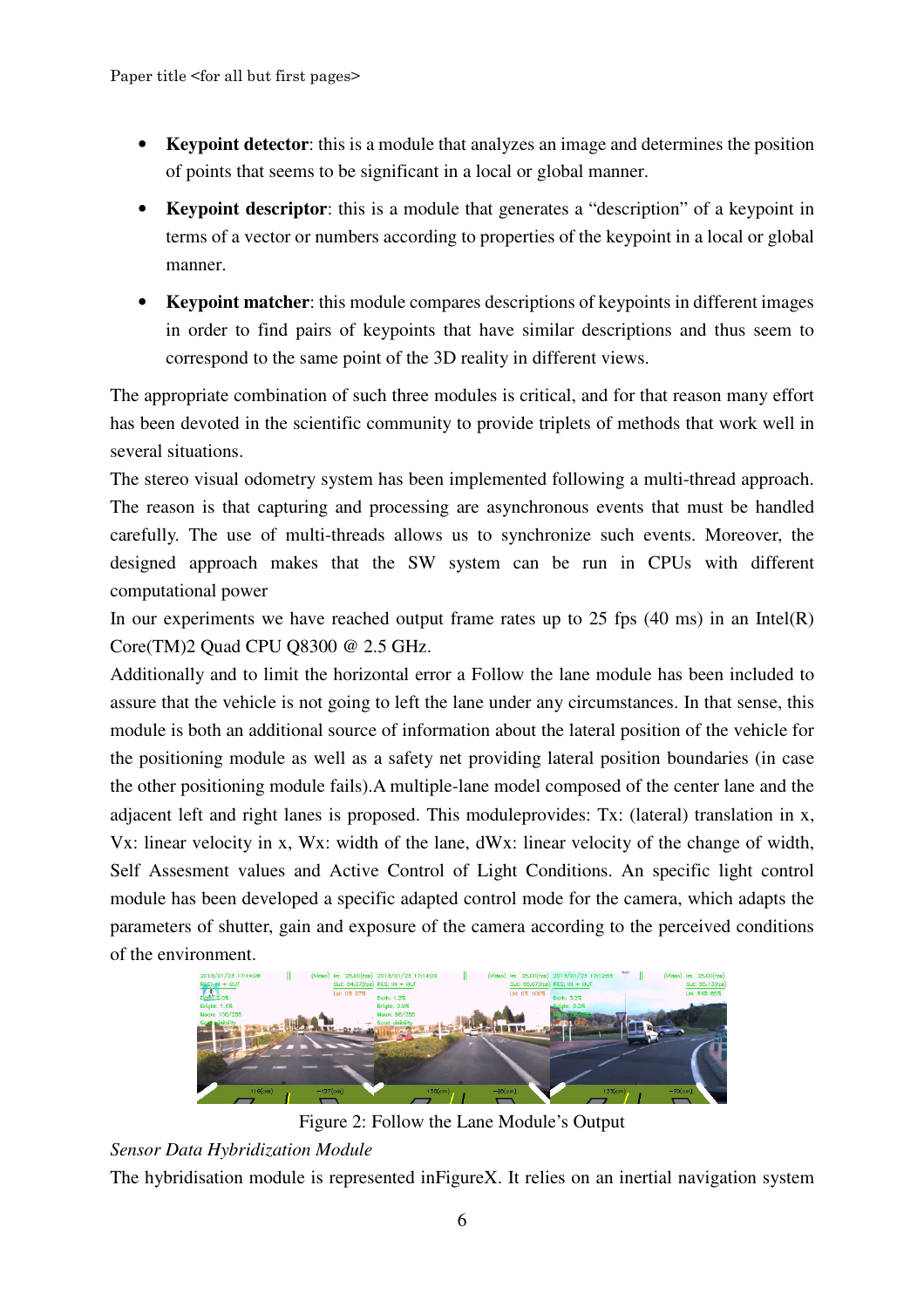- **Keypoint detector**: this is a module that analyzes an image and determines the position of points that seems to be significant in a local or global manner.
- **Keypoint descriptor**: this is a module that generates a "description" of a keypoint in terms of a vector or numbers according to properties of the keypoint in a local or global manner.
- **Keypoint matcher**: this module compares descriptions of keypoints in different images in order to find pairs of keypoints that have similar descriptions and thus seem to correspond to the same point of the 3D reality in different views.

The appropriate combination of such three modules is critical, and for that reason many effort has been devoted in the scientific community to provide triplets of methods that work well in several situations.

The stereo visual odometry system has been implemented following a multi-thread approach. The reason is that capturing and processing are asynchronous events that must be handled carefully. The use of multi-threads allows us to synchronize such events. Moreover, the designed approach makes that the SW system can be run in CPUs with different computational power

In our experiments we have reached output frame rates up to 25 fps (40 ms) in an Intel(R) Core(TM)2 Quad CPU Q8300 @ 2.5 GHz.

Additionally and to limit the horizontal error a Follow the lane module has been included to assure that the vehicle is not going to left the lane under any circumstances. In that sense, this module is both an additional source of information about the lateral position of the vehicle for the positioning module as well as a safety net providing lateral position boundaries (in case the other positioning module fails).A multiple-lane model composed of the center lane and the adjacent left and right lanes is proposed. This moduleprovides: Tx: (lateral) translation in x, Vx: linear velocity in x, Wx: width of the lane, dWx: linear velocity of the change of width, Self Assesment values and Active Control of Light Conditions. An specific light control module has been developed a specific adapted control mode for the camera, which adapts the parameters of shutter, gain and exposure of the camera according to the perceived conditions of the environment.

Figure 2: Follow the Lane Module's Output

*Sensor Data Hybridization Module*

The hybridisation module is represented inFigureX. It relies on an inertial navigation system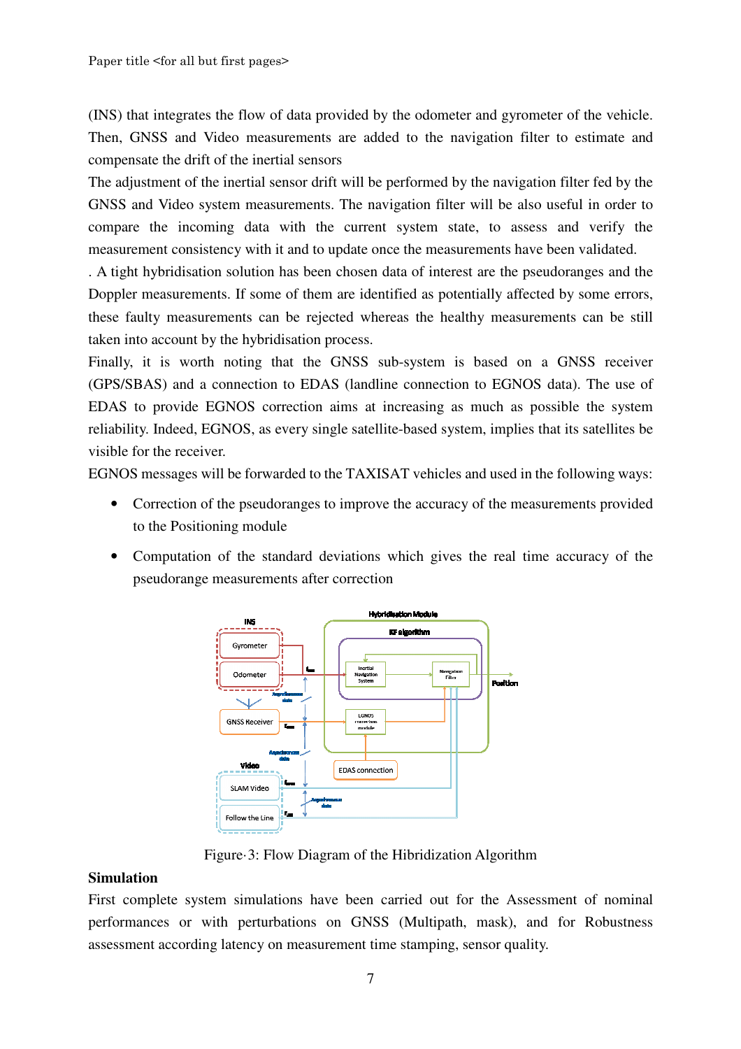(INS) that integrates the flow of data provided by the odometer and gyrometer of the vehicle. Then, GNSS and Video measurements are added to the navigation filter to estimate and compensate the drift of the inertial sensors

The adjustment of the inertial sensor drift will be performed by the navigation filter fed by the GNSS and Video system measurements. The navigation filter will be also useful in order to compare the incoming data with the current system state, to assess and verify the measurement consistency with it and to update once the measurements have been validated.

. A tight hybridisation solution has been chosen data of interest are the pseudoranges and the Doppler measurements. If some of them are identified as potentially affected by some errors, these faulty measurements can be rejected whereas the healthy measurements can be still taken into account by the hybridisation process.

Finally, it is worth noting that the GNSS sub-system is based on a GNSS receiver (GPS/SBAS) and a connection to EDAS (landline connection to EGNOS data). The use of EDAS to provide EGNOS correction aims at increasing as much as possible the system reliability. Indeed, EGNOS, as every single satellite-based system, implies that its satellites be visible for the receiver.

EGNOS messages will be forwarded to the TAXISAT vehicles and used in the following ways:

- Correction of the pseudoranges to improve the accuracy of the measurements provided to the Positioning module
- Computation of the standard deviations which gives the real time accuracy of the pseudorange measurements after correction

Figure 3: Flow Diagram of the Hibridization Algorithm

**Simulation**

First complete system simulations have been carried out for the Assessment of nominal performances or with perturbations on GNSS (Multipath, mask), and for Robustness assessment according latency on measurement time stamping, sensor quality.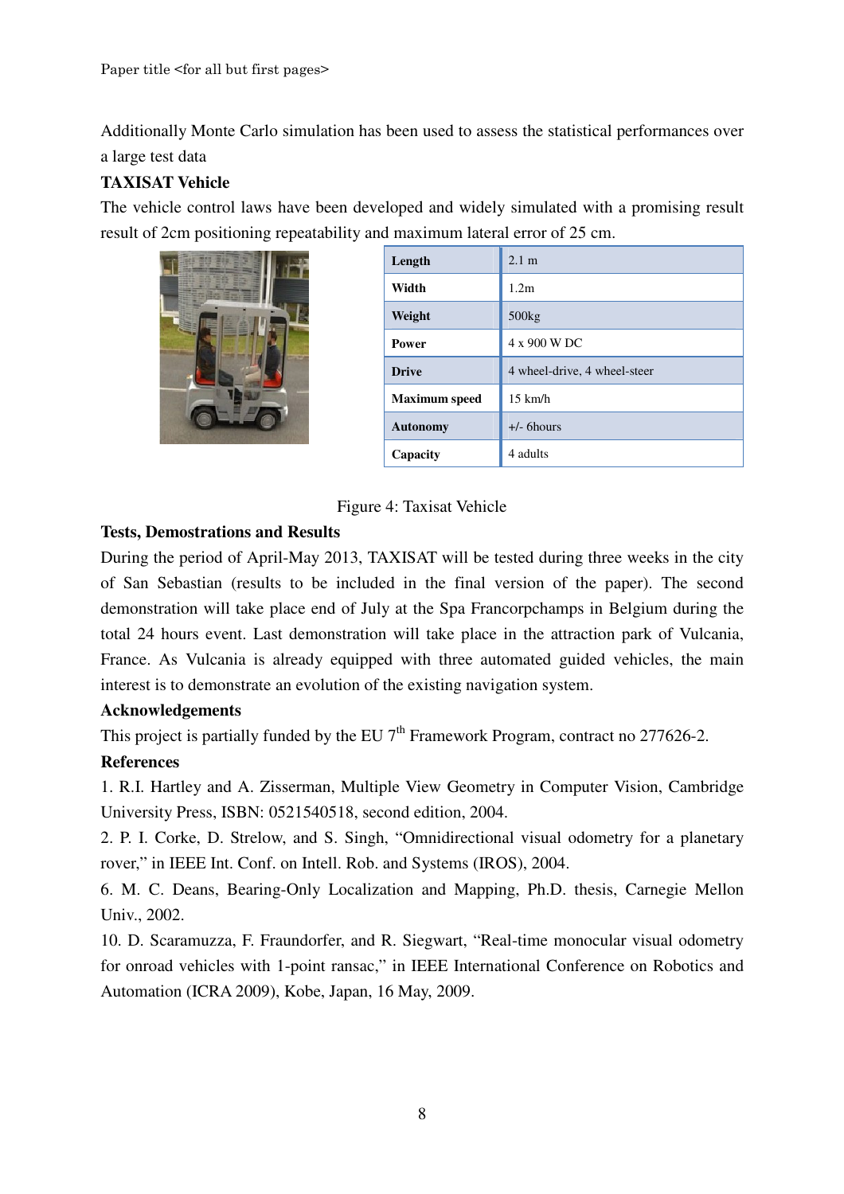Additionally Monte Carlo simulation has been used to assess the statistical performances over a large test data

**TAXISAT Vehicle**

The vehicle control laws have been developed and widely simulated with a promising result result of 2cm positioning repeatability and maximum lateral error of 25 cm.

| | |
|---|---|
| **Length** | 2.1 m |
| **Width** | 1.2m |
| **Weight** | 500kg |
| **Power** | 4 x 900 W DC |
| **Drive** | 4 wheel-drive, 4 wheel-steer |
| **Maximum speed** | 15 km/h |
| **Autonomy** | +/- 6hours |
| **Capacity** | 4 adults |

Figure 4: Taxisat Vehicle

**Tests, Demostrations and Results**

During the period of April-May 2013, TAXISAT will be tested during three weeks in the city of San Sebastian (results to be included in the final version of the paper). The second demonstration will take place end of July at the Spa Francorpchamps in Belgium during the total 24 hours event. Last demonstration will take place in the attraction park of Vulcania, France. As Vulcania is already equipped with three automated guided vehicles, the main interest is to demonstrate an evolution of the existing navigation system.

**Acknowledgements**

This project is partially funded by the EU 7th Framework Program, contract no 277626-2.

**References**

1. R.I. Hartley and A. Zisserman, Multiple View Geometry in Computer Vision, Cambridge University Press, ISBN: 0521540518, second edition, 2004.

2. P. I. Corke, D. Strelow, and S. Singh, “Omnidirectional visual odometry for a planetary rover,” in IEEE Int. Conf. on Intell. Rob. and Systems (IROS), 2004.

6. M. C. Deans, Bearing-Only Localization and Mapping, Ph.D. thesis, Carnegie Mellon Univ., 2002.

10. D. Scaramuzza, F. Fraundorfer, and R. Siegwart, “Real-time monocular visual odometry for onroad vehicles with 1-point ransac,” in IEEE International Conference on Robotics and Automation (ICRA 2009), Kobe, Japan, 16 May, 2009.